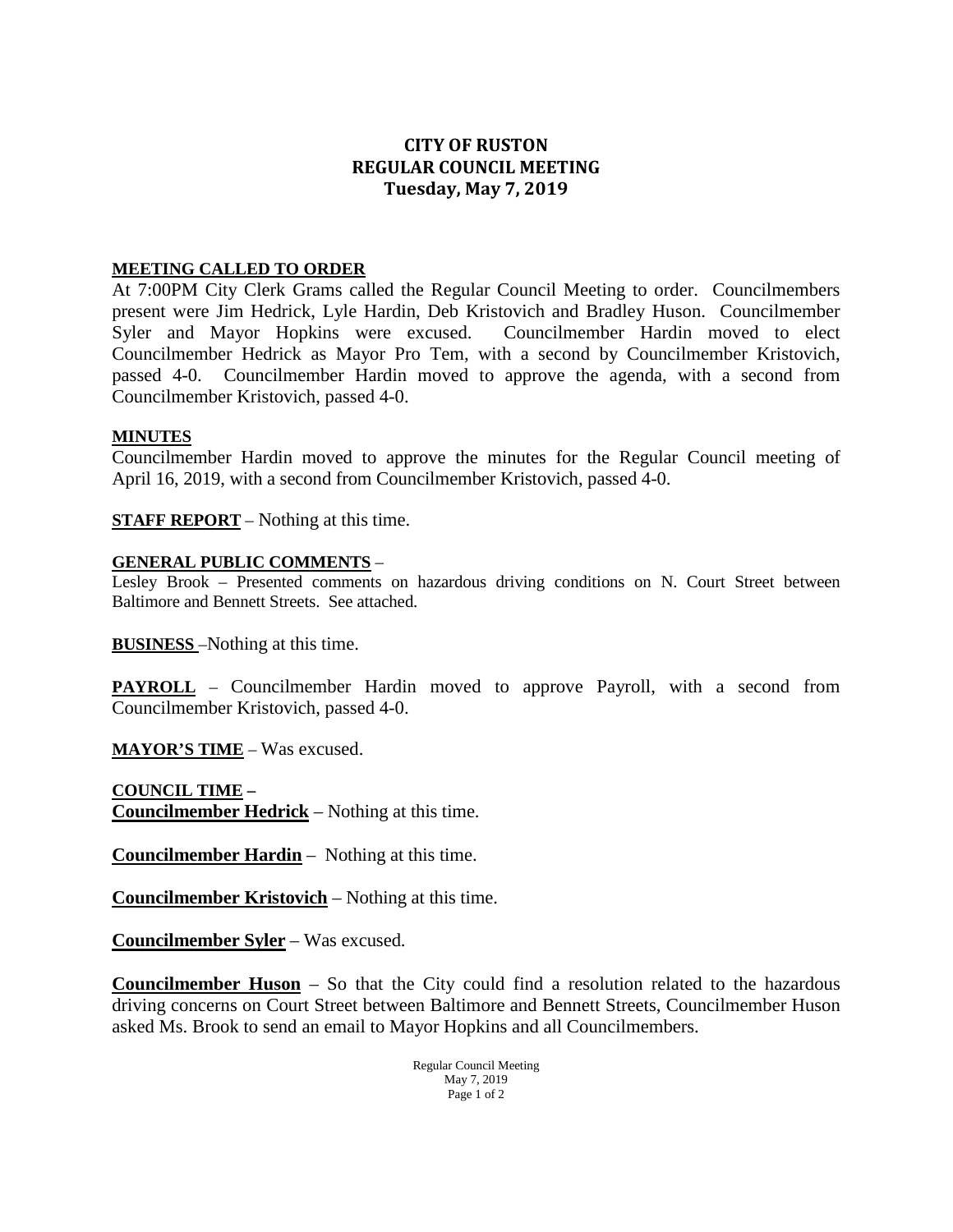# CITY OF RUSTON
## REGULAR COUNCIL MEETING
### Tuesday, May 7, 2019

**MEETING CALLED TO ORDER**

At 7:00PM City Clerk Grams called the Regular Council Meeting to order. Councilmembers present were Jim Hedrick, Lyle Hardin, Deb Kristovich and Bradley Huson. Councilmember Syler and Mayor Hopkins were excused. Councilmember Hardin moved to elect Councilmember Hedrick as Mayor Pro Tem, with a second by Councilmember Kristovich, passed 4-0. Councilmember Hardin moved to approve the agenda, with a second from Councilmember Kristovich, passed 4-0.

**MINUTES**

Councilmember Hardin moved to approve the minutes for the Regular Council meeting of April 16, 2019, with a second from Councilmember Kristovich, passed 4-0.

**STAFF REPORT** – Nothing at this time.

**GENERAL PUBLIC COMMENTS** –

Lesley Brook – Presented comments on hazardous driving conditions on N. Court Street between Baltimore and Bennett Streets. See attached.

**BUSINESS** –Nothing at this time.

**PAYROLL** – Councilmember Hardin moved to approve Payroll, with a second from Councilmember Kristovich, passed 4-0.

**MAYOR'S TIME** – Was excused.

**COUNCIL TIME –**

**Councilmember Hedrick** – Nothing at this time.

**Councilmember Hardin** – Nothing at this time.

**Councilmember Kristovich** – Nothing at this time.

**Councilmember Syler** – Was excused.

**Councilmember Huson** – So that the City could find a resolution related to the hazardous driving concerns on Court Street between Baltimore and Bennett Streets, Councilmember Huson asked Ms. Brook to send an email to Mayor Hopkins and all Councilmembers.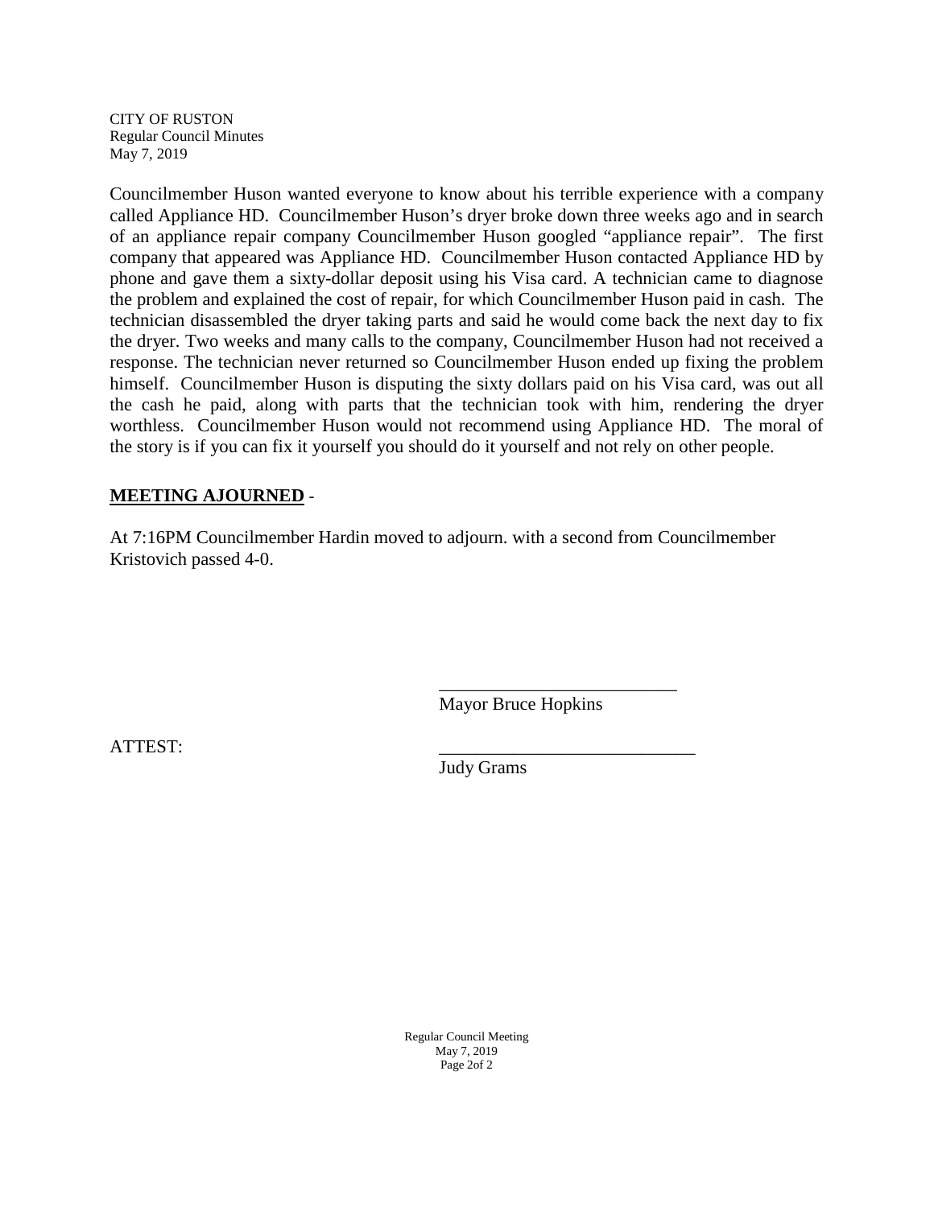Councilmember Huson wanted everyone to know about his terrible experience with a company called Appliance HD. Councilmember Huson's dryer broke down three weeks ago and in search of an appliance repair company Councilmember Huson googled "appliance repair". The first company that appeared was Appliance HD. Councilmember Huson contacted Appliance HD by phone and gave them a sixty-dollar deposit using his Visa card. A technician came to diagnose the problem and explained the cost of repair, for which Councilmember Huson paid in cash. The technician disassembled the dryer taking parts and said he would come back the next day to fix the dryer. Two weeks and many calls to the company, Councilmember Huson had not received a response. The technician never returned so Councilmember Huson ended up fixing the problem himself. Councilmember Huson is disputing the sixty dollars paid on his Visa card, was out all the cash he paid, along with parts that the technician took with him, rendering the dryer worthless. Councilmember Huson would not recommend using Appliance HD. The moral of the story is if you can fix it yourself you should do it yourself and not rely on other people.

**MEETING AJOURNED** -

At 7:16PM Councilmember Hardin moved to adjourn. with a second from Councilmember Kristovich passed 4-0.

\_\_\_\_\_\_\_\_\_\_\_\_\_\_\_\_\_\_\_\_\_\_\_\_\_\_
Mayor Bruce Hopkins

ATTEST:

\_\_\_\_\_\_\_\_\_\_\_\_\_\_\_\_\_\_\_\_\_\_\_\_\_\_\_\_
Judy Grams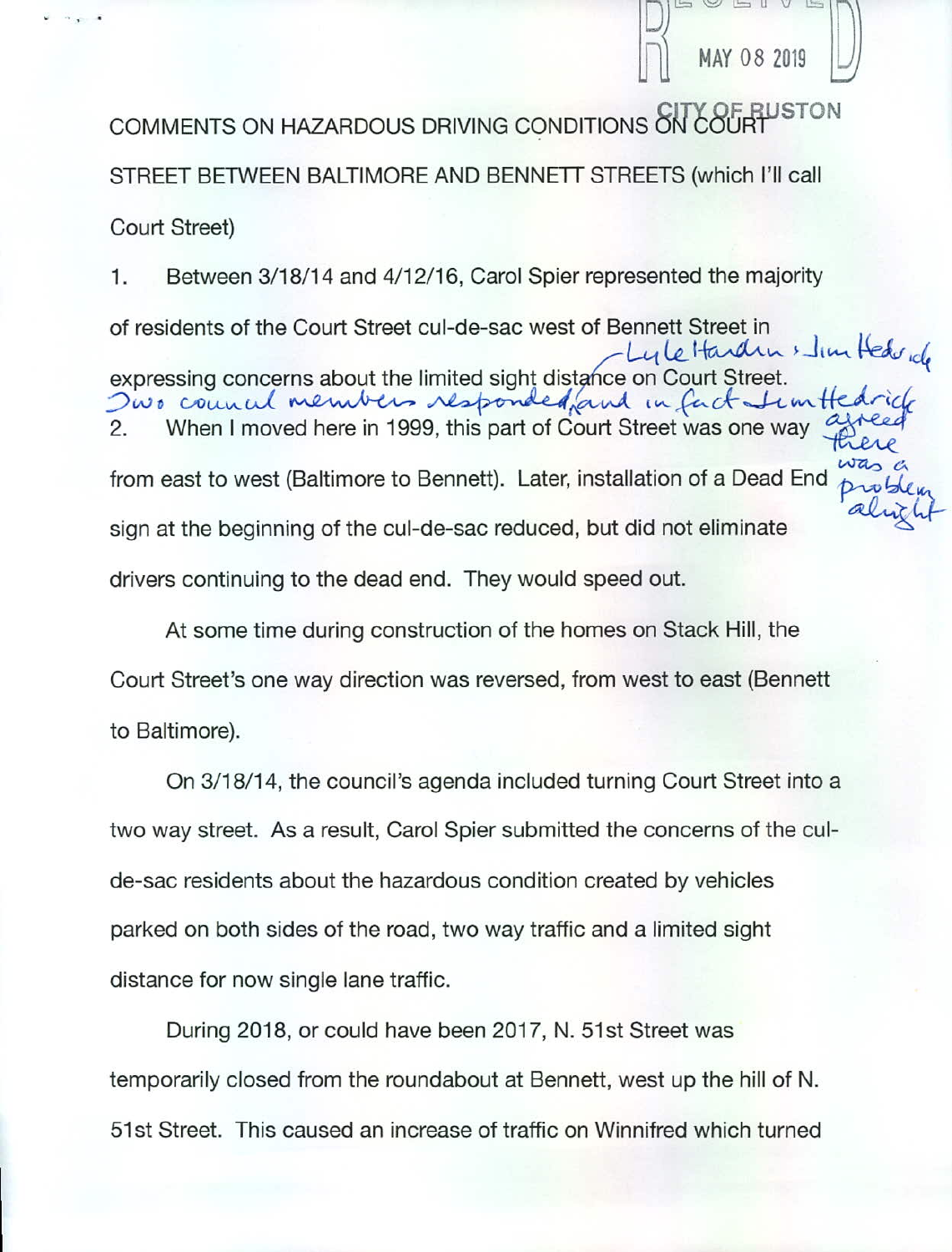RECEIVED MAY 08 2019 CITY OF RUSTON

COMMENTS ON HAZARDOUS DRIVING CONDITIONS ON COURT STREET BETWEEN BALTIMORE AND BENNETT STREETS (which I'll call Court Street)

1. Between 3/18/14 and 4/12/16, Carol Spier represented the majority of residents of the Court Street cul-de-sac west of Bennett Street in expressing concerns about the limited sight distance on Court Street. Two council members responded — Lyle Hardin & Jim Hedrick, and in fact Jim Hedrick agreed there was a problem alright

2. When I moved here in 1999, this part of Court Street was one way from east to west (Baltimore to Bennett). Later, installation of a Dead End sign at the beginning of the cul-de-sac reduced, but did not eliminate drivers continuing to the dead end. They would speed out.

At some time during construction of the homes on Stack Hill, the Court Street's one way direction was reversed, from west to east (Bennett to Baltimore).

On 3/18/14, the council's agenda included turning Court Street into a two way street. As a result, Carol Spier submitted the concerns of the cul-de-sac residents about the hazardous condition created by vehicles parked on both sides of the road, two way traffic and a limited sight distance for now single lane traffic.

During 2018, or could have been 2017, N. 51st Street was temporarily closed from the roundabout at Bennett, west up the hill of N. 51st Street. This caused an increase of traffic on Winnifred which turned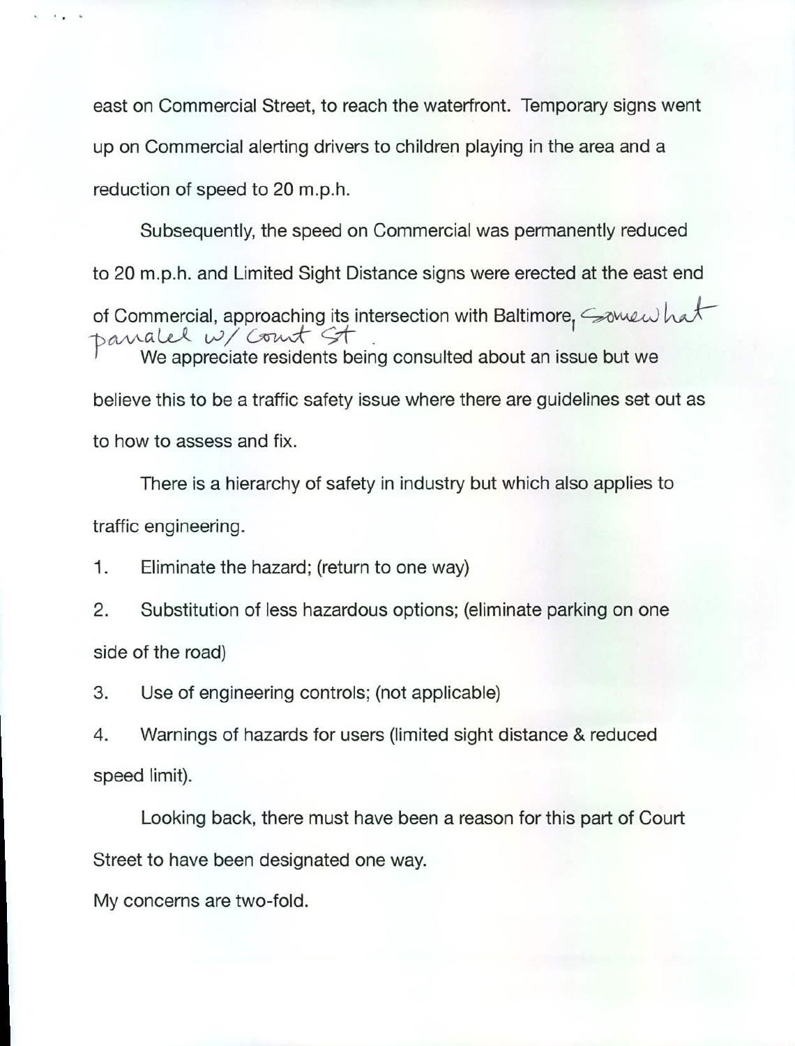east on Commercial Street, to reach the waterfront. Temporary signs went up on Commercial alerting drivers to children playing in the area and a reduction of speed to 20 m.p.h.

Subsequently, the speed on Commercial was permanently reduced to 20 m.p.h. and Limited Sight Distance signs were erected at the east end of Commercial, approaching its intersection with Baltimore, somewhat parallel w/ Court St.

We appreciate residents being consulted about an issue but we believe this to be a traffic safety issue where there are guidelines set out as to how to assess and fix.

There is a hierarchy of safety in industry but which also applies to traffic engineering.

1. Eliminate the hazard; (return to one way)
2. Substitution of less hazardous options; (eliminate parking on one side of the road)
3. Use of engineering controls; (not applicable)
4. Warnings of hazards for users (limited sight distance & reduced speed limit).

Looking back, there must have been a reason for this part of Court Street to have been designated one way.

My concerns are two-fold.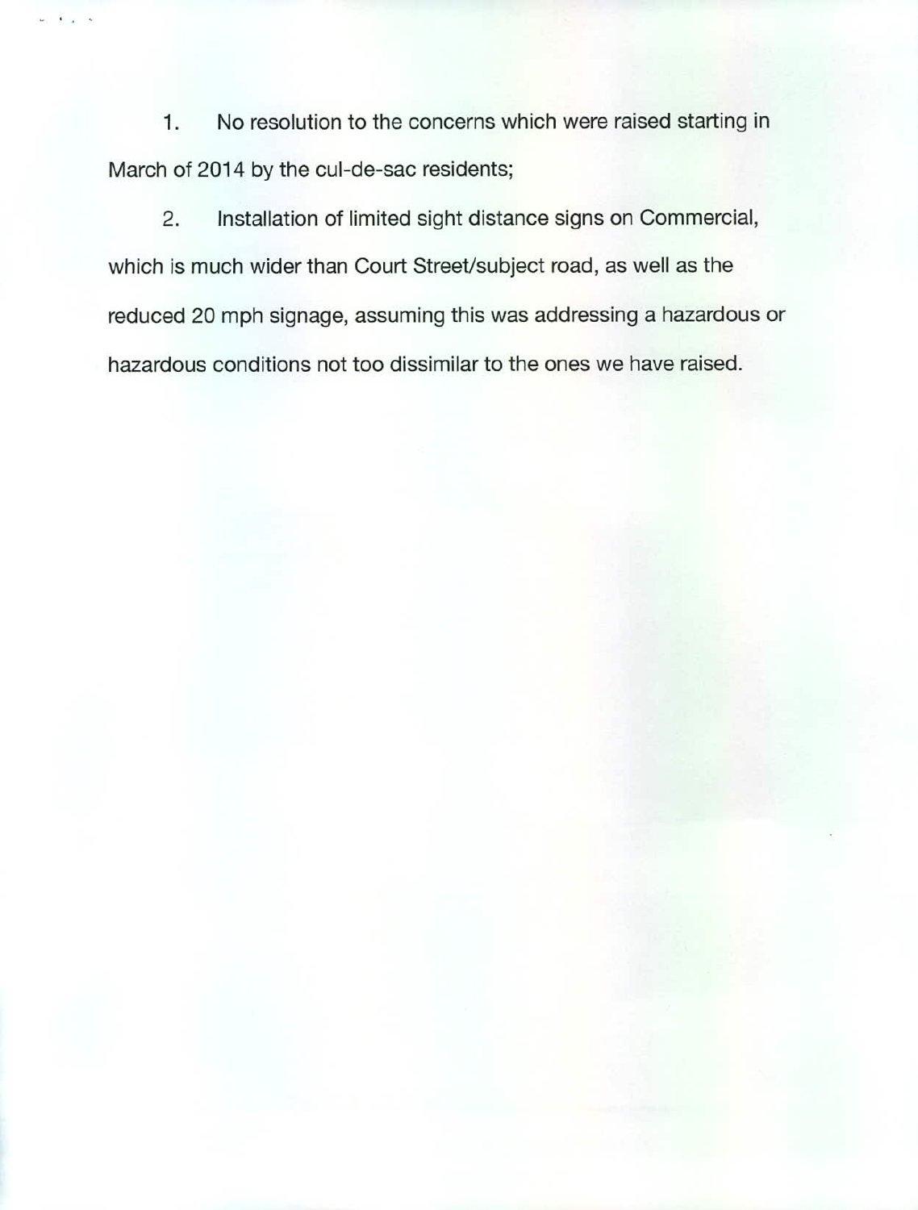1. No resolution to the concerns which were raised starting in March of 2014 by the cul-de-sac residents;

2. Installation of limited sight distance signs on Commercial, which is much wider than Court Street/subject road, as well as the reduced 20 mph signage, assuming this was addressing a hazardous or hazardous conditions not too dissimilar to the ones we have raised.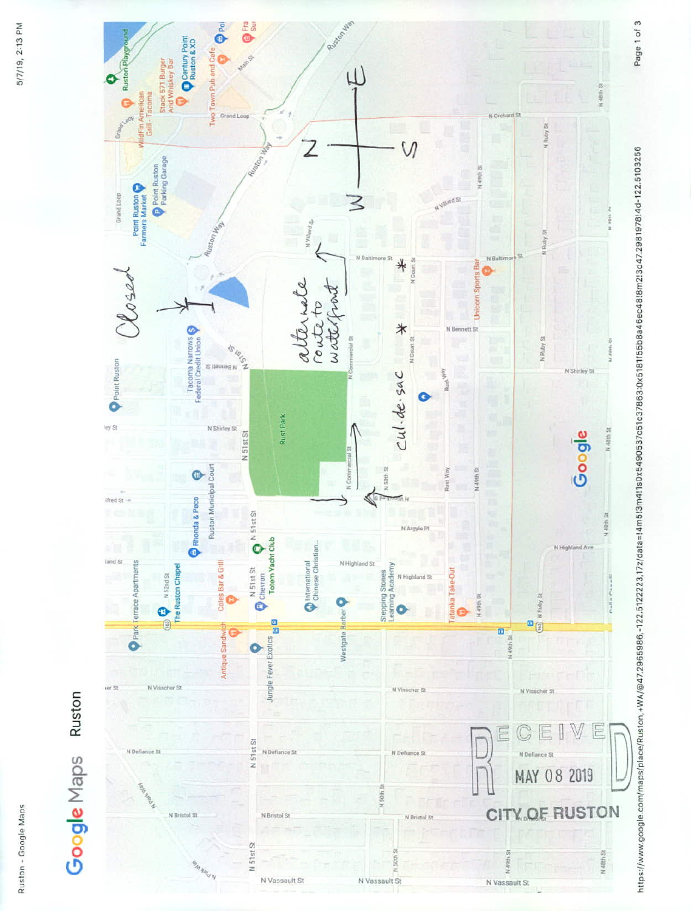# Ruston

Closed

alternate route to waterfront

cul-de sac

RECEIVED
MAY 08 2019
CITY OF RUSTON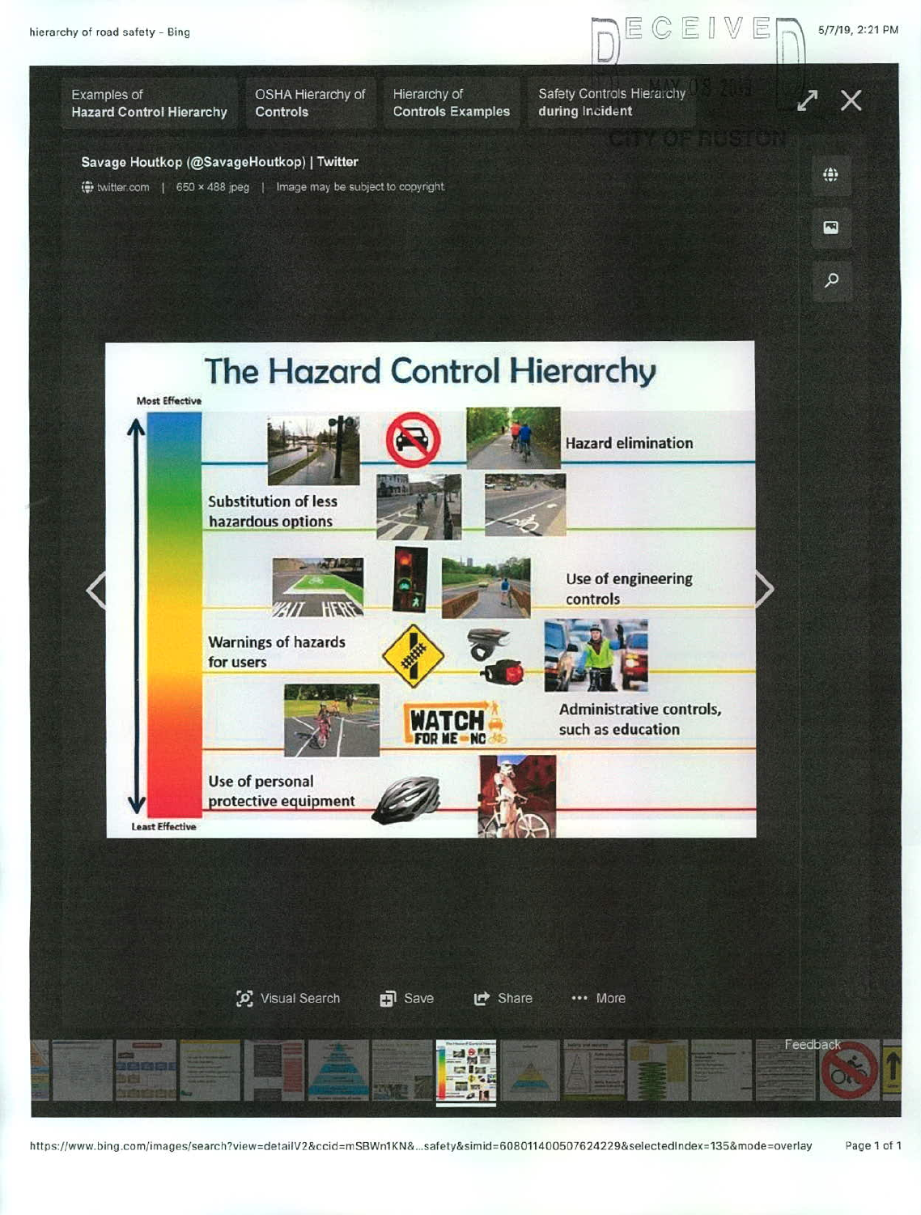Examples of **Hazard Control Hierarchy** | OSHA Hierarchy of **Controls** | Hierarchy of **Controls Examples** | Safety Controls Hierarchy **during Incident**

**Savage Houtkop (@SavageHoutkop) | Twitter**

twitter.com | 650 × 488 jpeg | Image may be subject to copyright

# The Hazard Control Hierarchy

Most Effective

Hazard elimination

Substitution of less hazardous options

Use of engineering controls

Warnings of hazards for users

Administrative controls, such as education

Use of personal protective equipment

Least Effective

Visual Search | Save | Share | More

Feedback